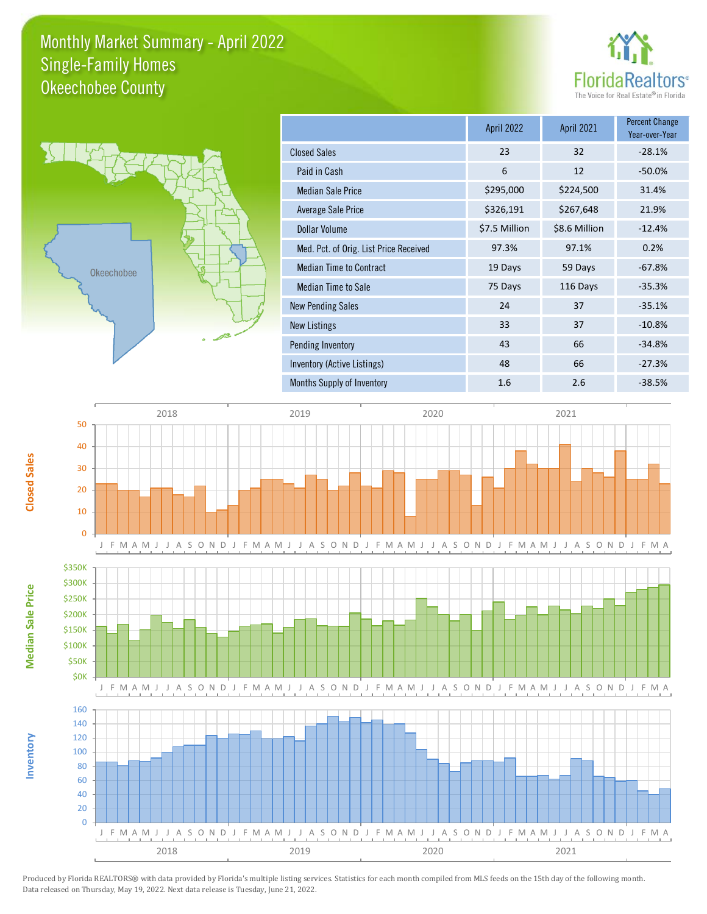# Monthly Market Summary - April 2022
## Single-Family Homes
## Okeechobee County

FloridaRealtors®
The Voice for Real Estate® in Florida

Okeechobee

| | April 2022 | April 2021 | Percent Change Year-over-Year |
|---|---|---|---|
| Closed Sales | 23 | 32 | -28.1% |
| Paid in Cash | 6 | 12 | -50.0% |
| Median Sale Price | $295,000 | $224,500 | 31.4% |
| Average Sale Price | $326,191 | $267,648 | 21.9% |
| Dollar Volume | $7.5 Million | $8.6 Million | -12.4% |
| Med. Pct. of Orig. List Price Received | 97.3% | 97.1% | 0.2% |
| Median Time to Contract | 19 Days | 59 Days | -67.8% |
| Median Time to Sale | 75 Days | 116 Days | -35.3% |
| New Pending Sales | 24 | 37 | -35.1% |
| New Listings | 33 | 37 | -10.8% |
| Pending Inventory | 43 | 66 | -34.8% |
| Inventory (Active Listings) | 48 | 66 | -27.3% |
| Months Supply of Inventory | 1.6 | 2.6 | -38.5% |

Closed Sales

2018 2019 2020 2021

50 40 30 20 10 0

J F M A M J J A S O N D J F M A M J J A S O N D J F M A M J J A S O N D J F M A M J J A S O N D J F M A

Median Sale Price

$350K $300K $250K $200K $150K $100K $50K $0K

J F M A M J J A S O N D J F M A M J J A S O N D J F M A M J J A S O N D J F M A M J J A S O N D J F M A

Inventory

160 140 120 100 80 60 40 20 0

J F M A M J J A S O N D J F M A M J J A S O N D J F M A M J J A S O N D J F M A M J J A S O N D J F M A

2018 2019 2020 2021

Produced by Florida REALTORS® with data provided by Florida's multiple listing services. Statistics for each month compiled from MLS feeds on the 15th day of the following month. Data released on Thursday, May 19, 2022. Next data release is Tuesday, June 21, 2022.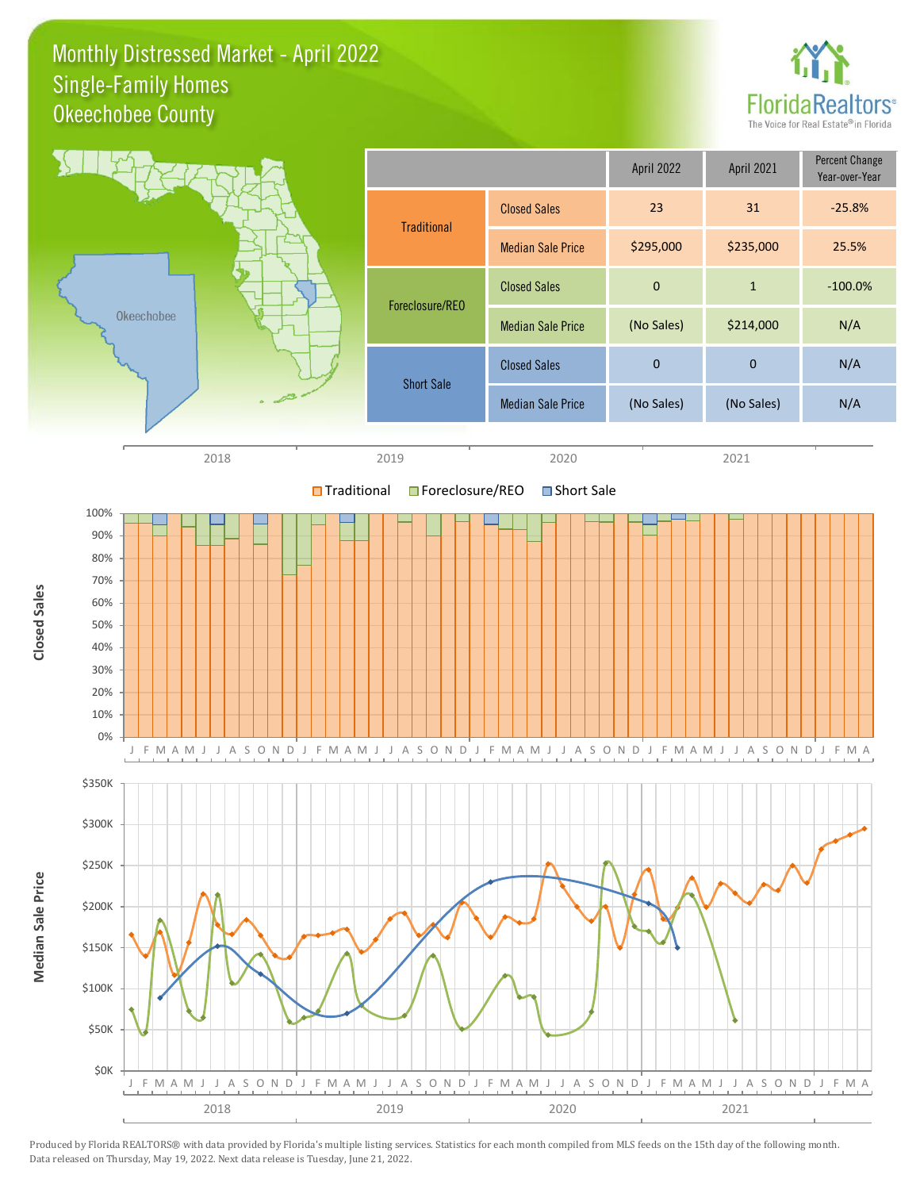# Monthly Distressed Market - April 2022
## Single-Family Homes
## Okeechobee County

FloridaRealtors®
The Voice for Real Estate® in Florida

Okeechobee

| | | April 2022 | April 2021 | Percent Change Year-over-Year |
|---|---|---|---|---|
| Traditional | Closed Sales | 23 | 31 | -25.8% |
| | Median Sale Price | $295,000 | $235,000 | 25.5% |
| Foreclosure/REO | Closed Sales | 0 | 1 | -100.0% |
| | Median Sale Price | (No Sales) | $214,000 | N/A |
| Short Sale | Closed Sales | 0 | 0 | N/A |
| | Median Sale Price | (No Sales) | (No Sales) | N/A |

2018 2019 2020 2021

Traditional Foreclosure/REO Short Sale

Closed Sales

100% 90% 80% 70% 60% 50% 40% 30% 20% 10% 0%

J F M A M J J A S O N D J F M A M J J A S O N D J F M A M J J A S O N D J F M A M J J A S O N D J F M A

Median Sale Price

$350K $300K $250K $200K $150K $100K $50K $0K

J F M A M J J A S O N D J F M A M J J A S O N D J F M A M J J A S O N D J F M A M J J A S O N D J F M A

2018 2019 2020 2021

Produced by Florida REALTORS® with data provided by Florida's multiple listing services. Statistics for each month compiled from MLS feeds on the 15th day of the following month. Data released on Thursday, May 19, 2022. Next data release is Tuesday, June 21, 2022.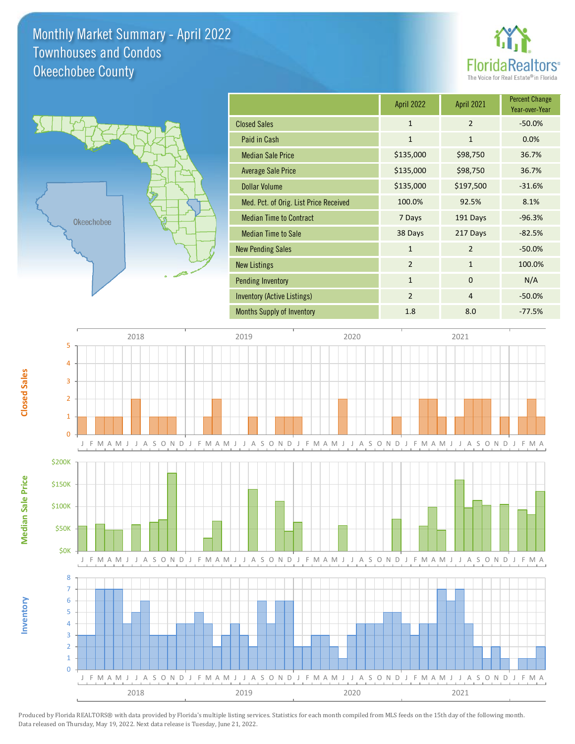# Monthly Market Summary - April 2022
## Townhouses and Condos
## Okeechobee County

FloridaRealtors®
The Voice for Real Estate® in Florida

Okeechobee

| | April 2022 | April 2021 | Percent Change Year-over-Year |
|---|---|---|---|
| Closed Sales | 1 | 2 | -50.0% |
| Paid in Cash | 1 | 1 | 0.0% |
| Median Sale Price | $135,000 | $98,750 | 36.7% |
| Average Sale Price | $135,000 | $98,750 | 36.7% |
| Dollar Volume | $135,000 | $197,500 | -31.6% |
| Med. Pct. of Orig. List Price Received | 100.0% | 92.5% | 8.1% |
| Median Time to Contract | 7 Days | 191 Days | -96.3% |
| Median Time to Sale | 38 Days | 217 Days | -82.5% |
| New Pending Sales | 1 | 2 | -50.0% |
| New Listings | 2 | 1 | 100.0% |
| Pending Inventory | 1 | 0 | N/A |
| Inventory (Active Listings) | 2 | 4 | -50.0% |
| Months Supply of Inventory | 1.8 | 8.0 | -77.5% |

Closed Sales

5
4
3
2
1
0

2018 2019 2020 2021

J F M A M J J A S O N D J F M A M J J A S O N D J F M A M J J A S O N D J F M A M J J A S O N D J F M A

Median Sale Price

$200K
$150K
$100K
$50K
$0K

J F M A M J J A S O N D J F M A M J J A S O N D J F M A M J J A S O N D J F M A M J J A S O N D J F M A

Inventory

8
7
6
5
4
3
2
1
0

J F M A M J J A S O N D J F M A M J J A S O N D J F M A M J J A S O N D J F M A M J J A S O N D J F M A

2018 2019 2020 2021

Produced by Florida REALTORS® with data provided by Florida's multiple listing services. Statistics for each month compiled from MLS feeds on the 15th day of the following month. Data released on Thursday, May 19, 2022. Next data release is Tuesday, June 21, 2022.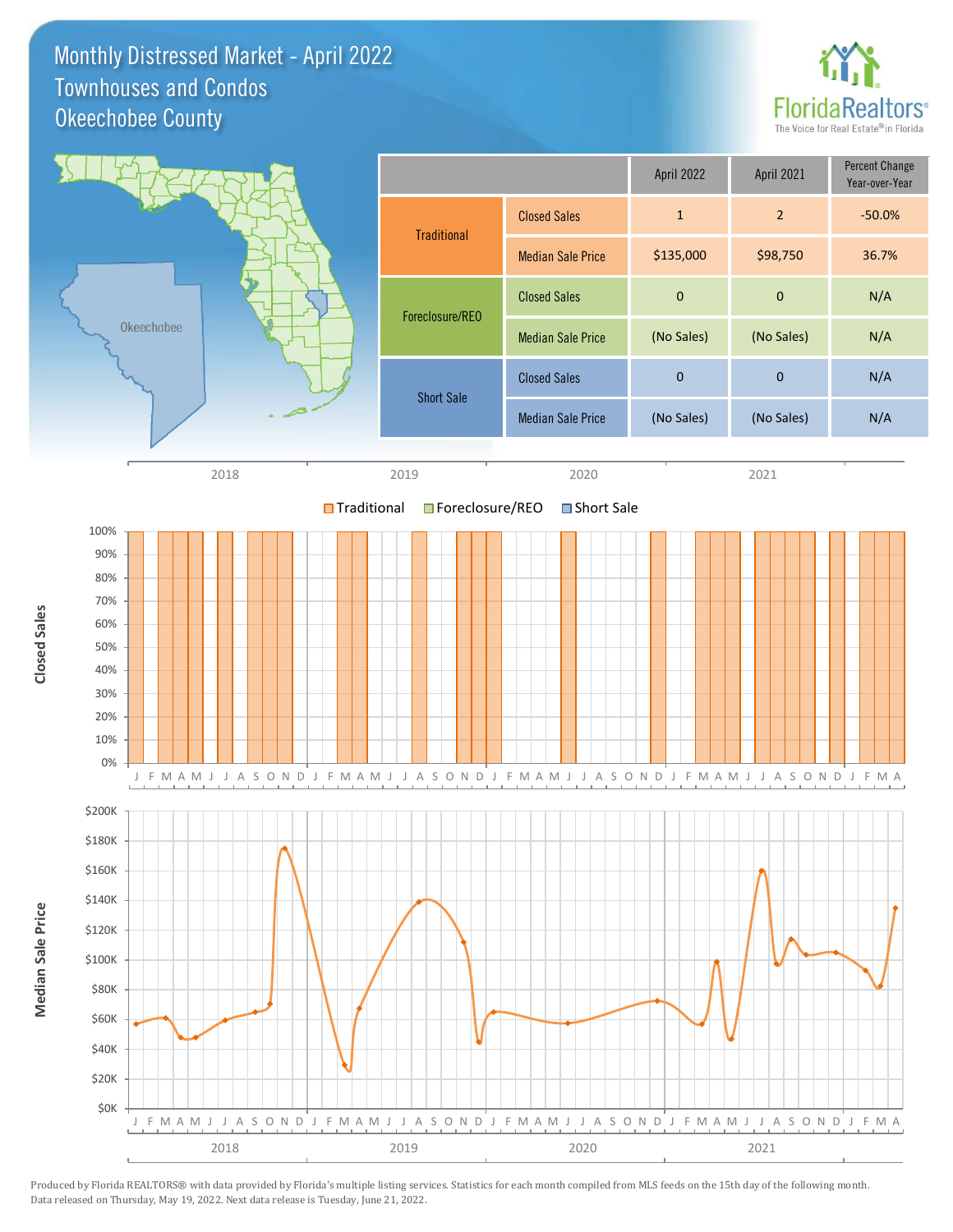# Monthly Distressed Market - April 2022
## Townhouses and Condos
## Okeechobee County

FloridaRealtors®
The Voice for Real Estate® in Florida

Okeechobee

| | | April 2022 | April 2021 | Percent Change Year-over-Year |
|---|---|---|---|---|
| Traditional | Closed Sales | 1 | 2 | -50.0% |
| | Median Sale Price | $135,000 | $98,750 | 36.7% |
| Foreclosure/REO | Closed Sales | 0 | 0 | N/A |
| | Median Sale Price | (No Sales) | (No Sales) | N/A |
| Short Sale | Closed Sales | 0 | 0 | N/A |
| | Median Sale Price | (No Sales) | (No Sales) | N/A |

2018 2019 2020 2021

Traditional Foreclosure/REO Short Sale

Closed Sales

100% 90% 80% 70% 60% 50% 40% 30% 20% 10% 0%

J F M A M J J A S O N D J F M A M J J A S O N D J F M A M J J A S O N D J F M A M J J A S O N D J F M A

Median Sale Price

$200K $180K $160K $140K $120K $100K $80K $60K $40K $20K $0K

J F M A M J J A S O N D J F M A M J J A S O N D J F M A M J J A S O N D J F M A M J J A S O N D J F M A

2018 2019 2020 2021

Produced by Florida REALTORS® with data provided by Florida's multiple listing services. Statistics for each month compiled from MLS feeds on the 15th day of the following month. Data released on Thursday, May 19, 2022. Next data release is Tuesday, June 21, 2022.